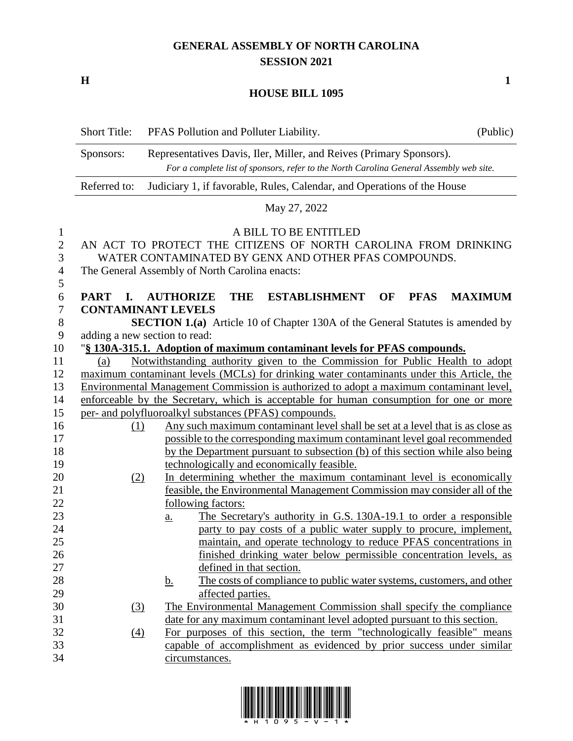# GENERAL ASSEMBLY OF NORTH CAROLINA
## SESSION 2021

**H** **1**

## HOUSE BILL 1095

| Short Title: | PFAS Pollution and Polluter Liability. | (Public) |
|---|---|---|
| Sponsors: | Representatives Davis, Iler, Miller, and Reives (Primary Sponsors). *For a complete list of sponsors, refer to the North Carolina General Assembly web site.* | |
| Referred to: | Judiciary 1, if favorable, Rules, Calendar, and Operations of the House | |

May 27, 2022

A BILL TO BE ENTITLED

AN ACT TO PROTECT THE CITIZENS OF NORTH CAROLINA FROM DRINKING WATER CONTAMINATED BY GENX AND OTHER PFAS COMPOUNDS.

The General Assembly of North Carolina enacts:

**PART I. AUTHORIZE THE ESTABLISHMENT OF PFAS MAXIMUM CONTAMINANT LEVELS**

**SECTION 1.(a)** Article 10 of Chapter 130A of the General Statutes is amended by adding a new section to read:

"**§ 130A-315.1. Adoption of maximum contaminant levels for PFAS compounds.**

(a) Notwithstanding authority given to the Commission for Public Health to adopt maximum contaminant levels (MCLs) for drinking water contaminants under this Article, the Environmental Management Commission is authorized to adopt a maximum contaminant level, enforceable by the Secretary, which is acceptable for human consumption for one or more per- and polyfluoroalkyl substances (PFAS) compounds.

(1) Any such maximum contaminant level shall be set at a level that is as close as possible to the corresponding maximum contaminant level goal recommended by the Department pursuant to subsection (b) of this section while also being technologically and economically feasible.

(2) In determining whether the maximum contaminant level is economically feasible, the Environmental Management Commission may consider all of the following factors:

a. The Secretary's authority in G.S. 130A-19.1 to order a responsible party to pay costs of a public water supply to procure, implement, maintain, and operate technology to reduce PFAS concentrations in finished drinking water below permissible concentration levels, as defined in that section.

b. The costs of compliance to public water systems, customers, and other affected parties.

(3) The Environmental Management Commission shall specify the compliance date for any maximum contaminant level adopted pursuant to this section.

(4) For purposes of this section, the term "technologically feasible" means capable of accomplishment as evidenced by prior success under similar circumstances.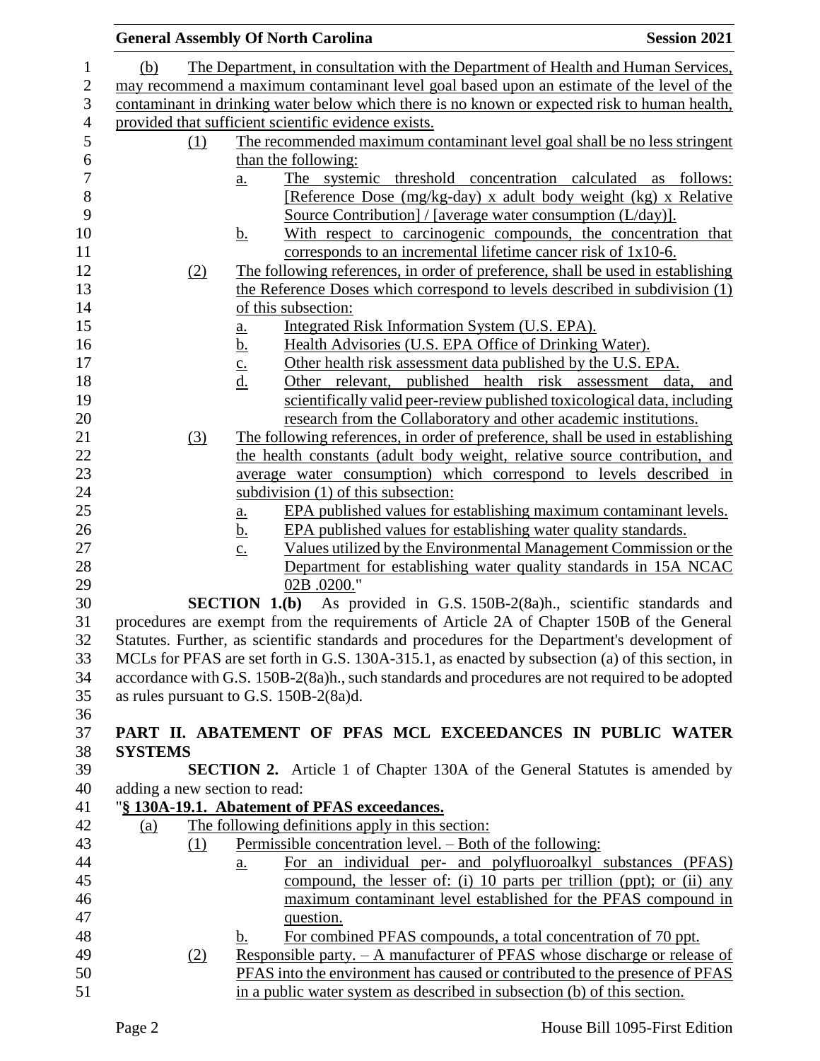(b) The Department, in consultation with the Department of Health and Human Services, may recommend a maximum contaminant level goal based upon an estimate of the level of the contaminant in drinking water below which there is no known or expected risk to human health, provided that sufficient scientific evidence exists.

(1) The recommended maximum contaminant level goal shall be no less stringent than the following:

a. The systemic threshold concentration calculated as follows: [Reference Dose (mg/kg-day) x adult body weight (kg) x Relative Source Contribution] / [average water consumption (L/day)].

b. With respect to carcinogenic compounds, the concentration that corresponds to an incremental lifetime cancer risk of 1x10-6.

(2) The following references, in order of preference, shall be used in establishing the Reference Doses which correspond to levels described in subdivision (1) of this subsection:

a. Integrated Risk Information System (U.S. EPA).

b. Health Advisories (U.S. EPA Office of Drinking Water).

c. Other health risk assessment data published by the U.S. EPA.

d. Other relevant, published health risk assessment data, and scientifically valid peer-review published toxicological data, including research from the Collaboratory and other academic institutions.

(3) The following references, in order of preference, shall be used in establishing the health constants (adult body weight, relative source contribution, and average water consumption) which correspond to levels described in subdivision (1) of this subsection:

a. EPA published values for establishing maximum contaminant levels.

b. EPA published values for establishing water quality standards.

c. Values utilized by the Environmental Management Commission or the Department for establishing water quality standards in 15A NCAC 02B .0200."

**SECTION 1.(b)** As provided in G.S. 150B-2(8a)h., scientific standards and procedures are exempt from the requirements of Article 2A of Chapter 150B of the General Statutes. Further, as scientific standards and procedures for the Department's development of MCLs for PFAS are set forth in G.S. 130A-315.1, as enacted by subsection (a) of this section, in accordance with G.S. 150B-2(8a)h., such standards and procedures are not required to be adopted as rules pursuant to G.S. 150B-2(8a)d.

## PART II. ABATEMENT OF PFAS MCL EXCEEDANCES IN PUBLIC WATER SYSTEMS

**SECTION 2.** Article 1 of Chapter 130A of the General Statutes is amended by adding a new section to read:

"**§ 130A-19.1. Abatement of PFAS exceedances.**

(a) The following definitions apply in this section:

(1) Permissible concentration level. – Both of the following:

a. For an individual per- and polyfluoroalkyl substances (PFAS) compound, the lesser of: (i) 10 parts per trillion (ppt); or (ii) any maximum contaminant level established for the PFAS compound in question.

b. For combined PFAS compounds, a total concentration of 70 ppt.

(2) Responsible party. – A manufacturer of PFAS whose discharge or release of PFAS into the environment has caused or contributed to the presence of PFAS in a public water system as described in subsection (b) of this section.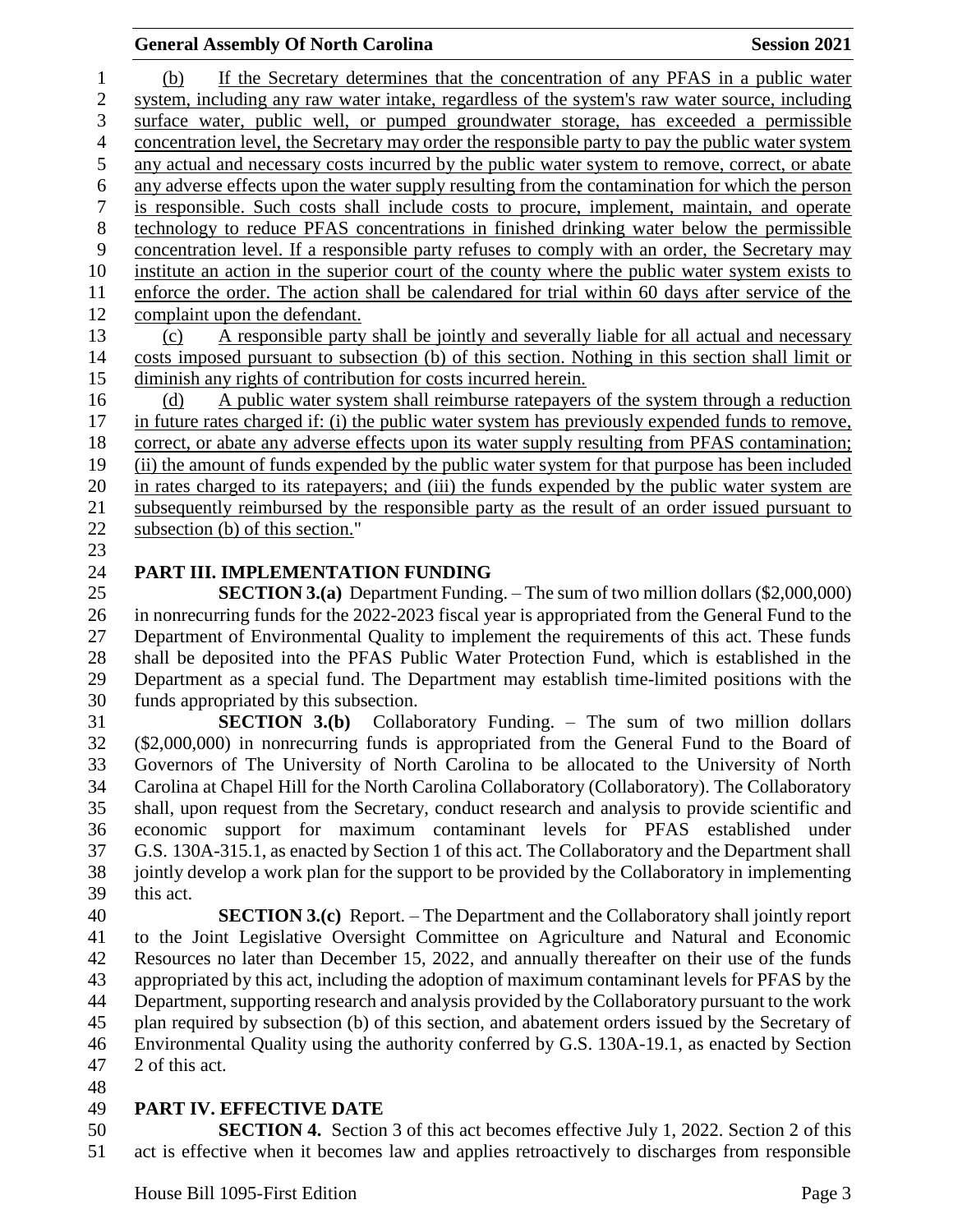(b) If the Secretary determines that the concentration of any PFAS in a public water system, including any raw water intake, regardless of the system's raw water source, including surface water, public well, or pumped groundwater storage, has exceeded a permissible concentration level, the Secretary may order the responsible party to pay the public water system any actual and necessary costs incurred by the public water system to remove, correct, or abate any adverse effects upon the water supply resulting from the contamination for which the person is responsible. Such costs shall include costs to procure, implement, maintain, and operate technology to reduce PFAS concentrations in finished drinking water below the permissible concentration level. If a responsible party refuses to comply with an order, the Secretary may institute an action in the superior court of the county where the public water system exists to enforce the order. The action shall be calendared for trial within 60 days after service of the complaint upon the defendant.

(c) A responsible party shall be jointly and severally liable for all actual and necessary costs imposed pursuant to subsection (b) of this section. Nothing in this section shall limit or diminish any rights of contribution for costs incurred herein.

(d) A public water system shall reimburse ratepayers of the system through a reduction in future rates charged if: (i) the public water system has previously expended funds to remove, correct, or abate any adverse effects upon its water supply resulting from PFAS contamination; (ii) the amount of funds expended by the public water system for that purpose has been included in rates charged to its ratepayers; and (iii) the funds expended by the public water system are subsequently reimbursed by the responsible party as the result of an order issued pursuant to subsection (b) of this section."

## PART III. IMPLEMENTATION FUNDING

**SECTION 3.(a)** Department Funding. – The sum of two million dollars ($2,000,000) in nonrecurring funds for the 2022-2023 fiscal year is appropriated from the General Fund to the Department of Environmental Quality to implement the requirements of this act. These funds shall be deposited into the PFAS Public Water Protection Fund, which is established in the Department as a special fund. The Department may establish time-limited positions with the funds appropriated by this subsection.

**SECTION 3.(b)** Collaboratory Funding. – The sum of two million dollars ($2,000,000) in nonrecurring funds is appropriated from the General Fund to the Board of Governors of The University of North Carolina to be allocated to the University of North Carolina at Chapel Hill for the North Carolina Collaboratory (Collaboratory). The Collaboratory shall, upon request from the Secretary, conduct research and analysis to provide scientific and economic support for maximum contaminant levels for PFAS established under G.S. 130A-315.1, as enacted by Section 1 of this act. The Collaboratory and the Department shall jointly develop a work plan for the support to be provided by the Collaboratory in implementing this act.

**SECTION 3.(c)** Report. – The Department and the Collaboratory shall jointly report to the Joint Legislative Oversight Committee on Agriculture and Natural and Economic Resources no later than December 15, 2022, and annually thereafter on their use of the funds appropriated by this act, including the adoption of maximum contaminant levels for PFAS by the Department, supporting research and analysis provided by the Collaboratory pursuant to the work plan required by subsection (b) of this section, and abatement orders issued by the Secretary of Environmental Quality using the authority conferred by G.S. 130A-19.1, as enacted by Section 2 of this act.

## PART IV. EFFECTIVE DATE

**SECTION 4.** Section 3 of this act becomes effective July 1, 2022. Section 2 of this act is effective when it becomes law and applies retroactively to discharges from responsible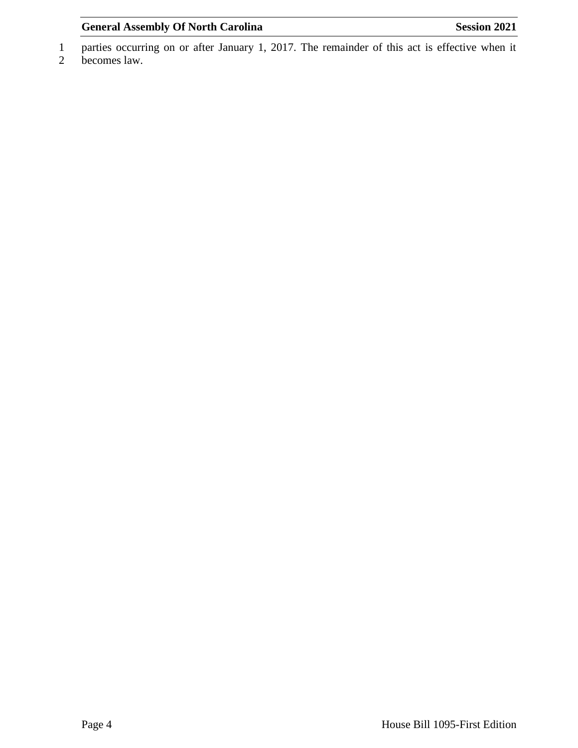parties occurring on or after January 1, 2017. The remainder of this act is effective when it becomes law.